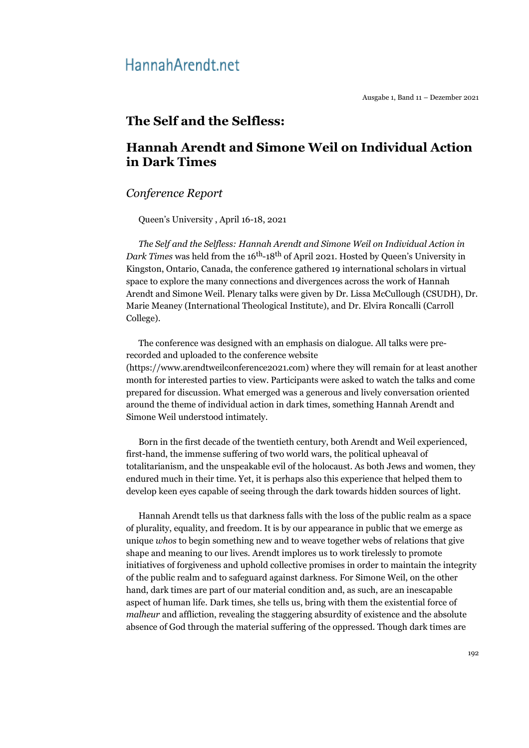# The Self and the Selfless:

# Hannah Arendt and Simone Weil on Individual Action in Dark Times

## *Conference Report*

Queen's University , April 16-18, 2021

*The Self and the Selfless: Hannah Arendt and Simone Weil on Individual Action in Dark Times* was held from the 16th-18th of April 2021. Hosted by Queen's University in Kingston, Ontario, Canada, the conference gathered 19 international scholars in virtual space to explore the many connections and divergences across the work of Hannah Arendt and Simone Weil. Plenary talks were given by Dr. Lissa McCullough (CSUDH), Dr. Marie Meaney (International Theological Institute), and Dr. Elvira Roncalli (Carroll College).

The conference was designed with an emphasis on dialogue. All talks were pre-recorded and uploaded to the conference website (https://www.arendtweilconference2021.com) where they will remain for at least another month for interested parties to view. Participants were asked to watch the talks and come prepared for discussion. What emerged was a generous and lively conversation oriented around the theme of individual action in dark times, something Hannah Arendt and Simone Weil understood intimately.

Born in the first decade of the twentieth century, both Arendt and Weil experienced, first-hand, the immense suffering of two world wars, the political upheaval of totalitarianism, and the unspeakable evil of the holocaust. As both Jews and women, they endured much in their time. Yet, it is perhaps also this experience that helped them to develop keen eyes capable of seeing through the dark towards hidden sources of light.

Hannah Arendt tells us that darkness falls with the loss of the public realm as a space of plurality, equality, and freedom. It is by our appearance in public that we emerge as unique *whos* to begin something new and to weave together webs of relations that give shape and meaning to our lives. Arendt implores us to work tirelessly to promote initiatives of forgiveness and uphold collective promises in order to maintain the integrity of the public realm and to safeguard against darkness. For Simone Weil, on the other hand, dark times are part of our material condition and, as such, are an inescapable aspect of human life. Dark times, she tells us, bring with them the existential force of *malheur* and affliction, revealing the staggering absurdity of existence and the absolute absence of God through the material suffering of the oppressed. Though dark times are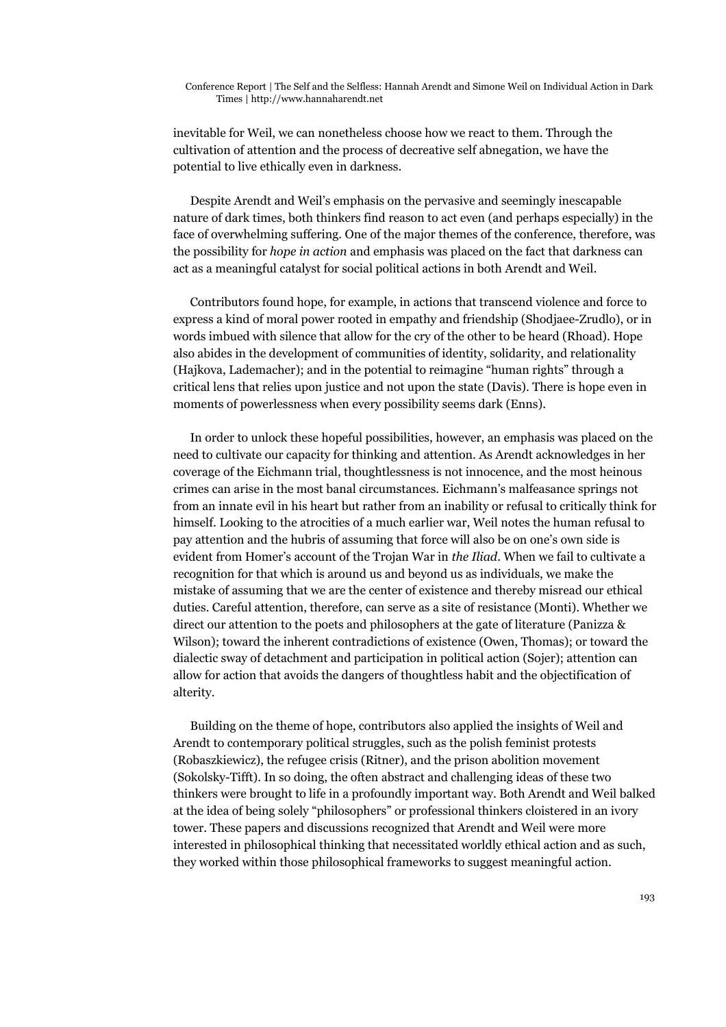inevitable for Weil, we can nonetheless choose how we react to them. Through the cultivation of attention and the process of decreative self abnegation, we have the potential to live ethically even in darkness.

Despite Arendt and Weil's emphasis on the pervasive and seemingly inescapable nature of dark times, both thinkers find reason to act even (and perhaps especially) in the face of overwhelming suffering. One of the major themes of the conference, therefore, was the possibility for *hope in action* and emphasis was placed on the fact that darkness can act as a meaningful catalyst for social political actions in both Arendt and Weil.

Contributors found hope, for example, in actions that transcend violence and force to express a kind of moral power rooted in empathy and friendship (Shodjaee-Zrudlo), or in words imbued with silence that allow for the cry of the other to be heard (Rhoad). Hope also abides in the development of communities of identity, solidarity, and relationality (Hajkova, Lademacher); and in the potential to reimagine "human rights" through a critical lens that relies upon justice and not upon the state (Davis). There is hope even in moments of powerlessness when every possibility seems dark (Enns).

In order to unlock these hopeful possibilities, however, an emphasis was placed on the need to cultivate our capacity for thinking and attention. As Arendt acknowledges in her coverage of the Eichmann trial, thoughtlessness is not innocence, and the most heinous crimes can arise in the most banal circumstances. Eichmann's malfeasance springs not from an innate evil in his heart but rather from an inability or refusal to critically think for himself. Looking to the atrocities of a much earlier war, Weil notes the human refusal to pay attention and the hubris of assuming that force will also be on one's own side is evident from Homer's account of the Trojan War in *the Iliad*. When we fail to cultivate a recognition for that which is around us and beyond us as individuals, we make the mistake of assuming that we are the center of existence and thereby misread our ethical duties. Careful attention, therefore, can serve as a site of resistance (Monti). Whether we direct our attention to the poets and philosophers at the gate of literature (Panizza & Wilson); toward the inherent contradictions of existence (Owen, Thomas); or toward the dialectic sway of detachment and participation in political action (Sojer); attention can allow for action that avoids the dangers of thoughtless habit and the objectification of alterity.

Building on the theme of hope, contributors also applied the insights of Weil and Arendt to contemporary political struggles, such as the polish feminist protests (Robaszkiewicz), the refugee crisis (Ritner), and the prison abolition movement (Sokolsky-Tifft). In so doing, the often abstract and challenging ideas of these two thinkers were brought to life in a profoundly important way. Both Arendt and Weil balked at the idea of being solely "philosophers" or professional thinkers cloistered in an ivory tower. These papers and discussions recognized that Arendt and Weil were more interested in philosophical thinking that necessitated worldly ethical action and as such, they worked within those philosophical frameworks to suggest meaningful action.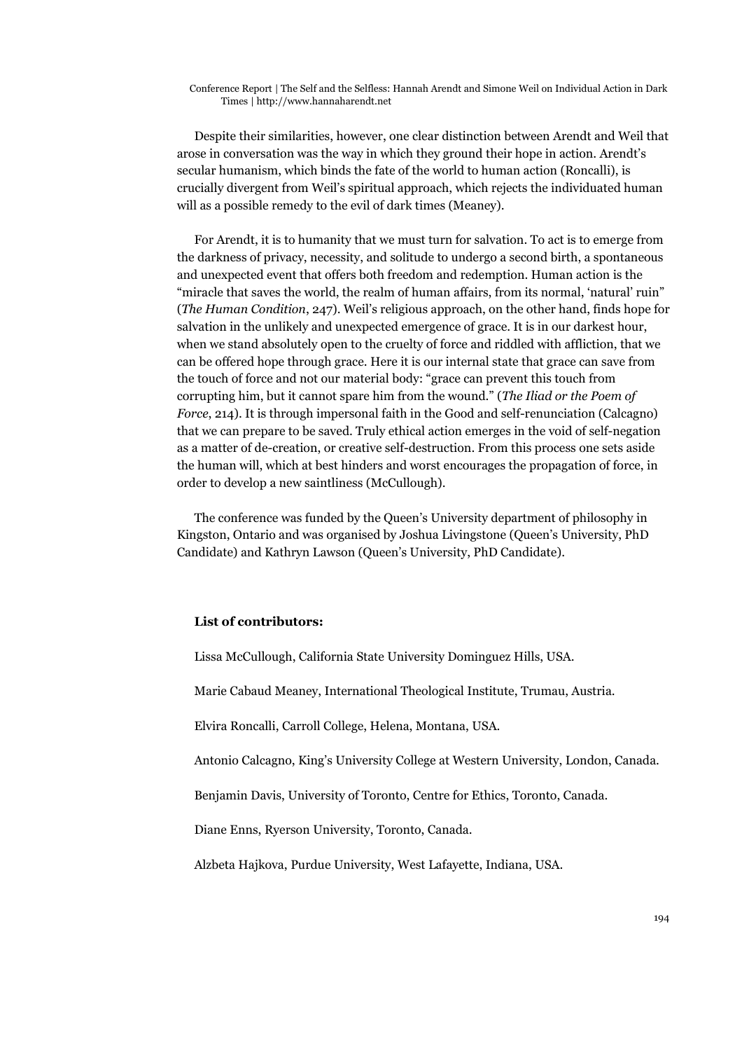Despite their similarities, however, one clear distinction between Arendt and Weil that arose in conversation was the way in which they ground their hope in action. Arendt's secular humanism, which binds the fate of the world to human action (Roncalli), is crucially divergent from Weil's spiritual approach, which rejects the individuated human will as a possible remedy to the evil of dark times (Meaney).

For Arendt, it is to humanity that we must turn for salvation. To act is to emerge from the darkness of privacy, necessity, and solitude to undergo a second birth, a spontaneous and unexpected event that offers both freedom and redemption. Human action is the "miracle that saves the world, the realm of human affairs, from its normal, 'natural' ruin" (*The Human Condition*, 247). Weil's religious approach, on the other hand, finds hope for salvation in the unlikely and unexpected emergence of grace. It is in our darkest hour, when we stand absolutely open to the cruelty of force and riddled with affliction, that we can be offered hope through grace. Here it is our internal state that grace can save from the touch of force and not our material body: "grace can prevent this touch from corrupting him, but it cannot spare him from the wound." (*The Iliad or the Poem of Force*, 214). It is through impersonal faith in the Good and self-renunciation (Calcagno) that we can prepare to be saved. Truly ethical action emerges in the void of self-negation as a matter of de-creation, or creative self-destruction. From this process one sets aside the human will, which at best hinders and worst encourages the propagation of force, in order to develop a new saintliness (McCullough).

The conference was funded by the Queen's University department of philosophy in Kingston, Ontario and was organised by Joshua Livingstone (Queen's University, PhD Candidate) and Kathryn Lawson (Queen's University, PhD Candidate).

**List of contributors:**

Lissa McCullough, California State University Dominguez Hills, USA.

Marie Cabaud Meaney, International Theological Institute, Trumau, Austria.

Elvira Roncalli, Carroll College, Helena, Montana, USA.

Antonio Calcagno, King's University College at Western University, London, Canada.

Benjamin Davis, University of Toronto, Centre for Ethics, Toronto, Canada.

Diane Enns, Ryerson University, Toronto, Canada.

Alzbeta Hajkova, Purdue University, West Lafayette, Indiana, USA.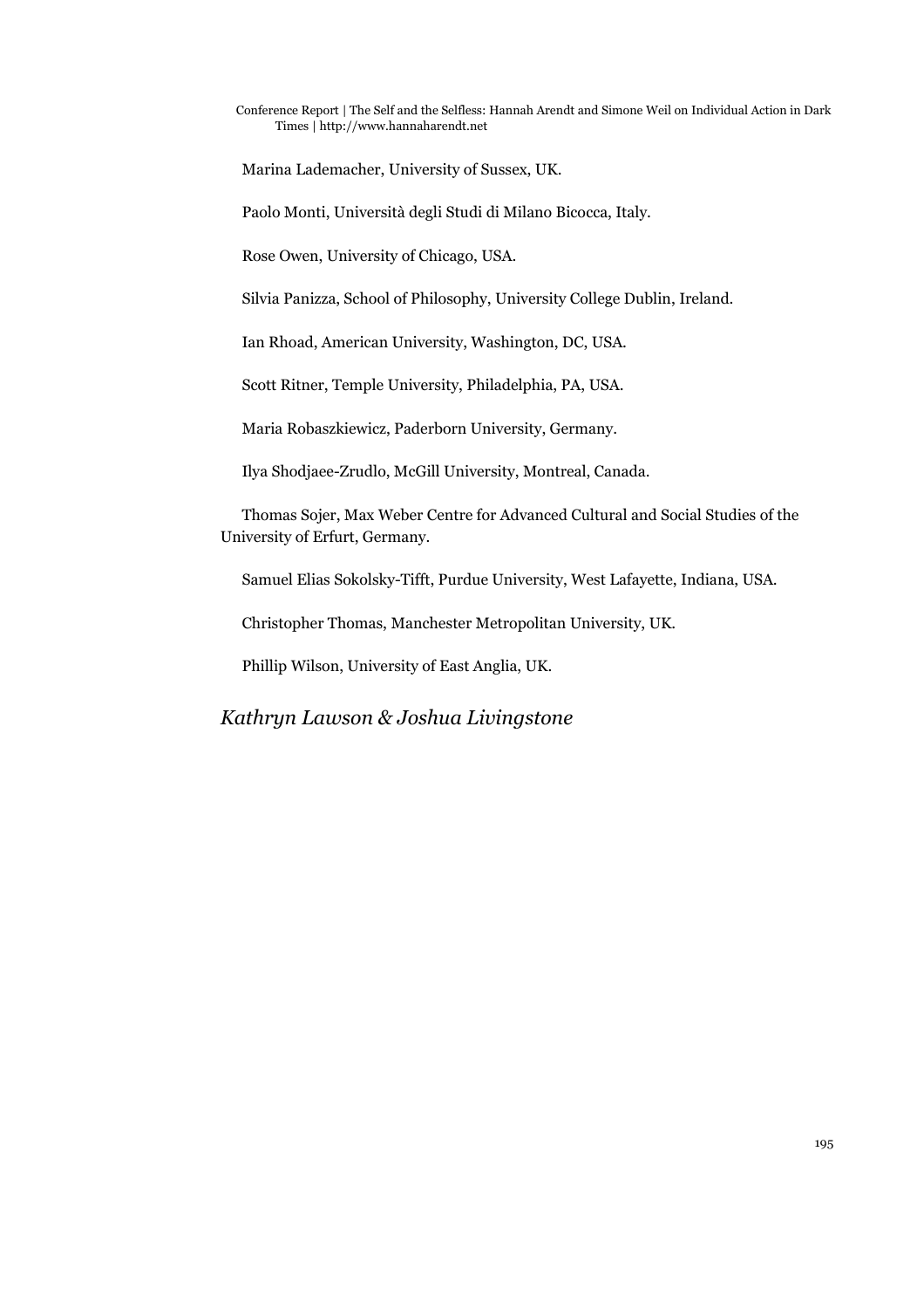Marina Lademacher, University of Sussex, UK.

Paolo Monti, Università degli Studi di Milano Bicocca, Italy.

Rose Owen, University of Chicago, USA.

Silvia Panizza, School of Philosophy, University College Dublin, Ireland.

Ian Rhoad, American University, Washington, DC, USA.

Scott Ritner, Temple University, Philadelphia, PA, USA.

Maria Robaszkiewicz, Paderborn University, Germany.

Ilya Shodjaee-Zrudlo, McGill University, Montreal, Canada.

Thomas Sojer, Max Weber Centre for Advanced Cultural and Social Studies of the University of Erfurt, Germany.

Samuel Elias Sokolsky-Tifft, Purdue University, West Lafayette, Indiana, USA.

Christopher Thomas, Manchester Metropolitan University, UK.

Phillip Wilson, University of East Anglia, UK.

*Kathryn Lawson & Joshua Livingstone*